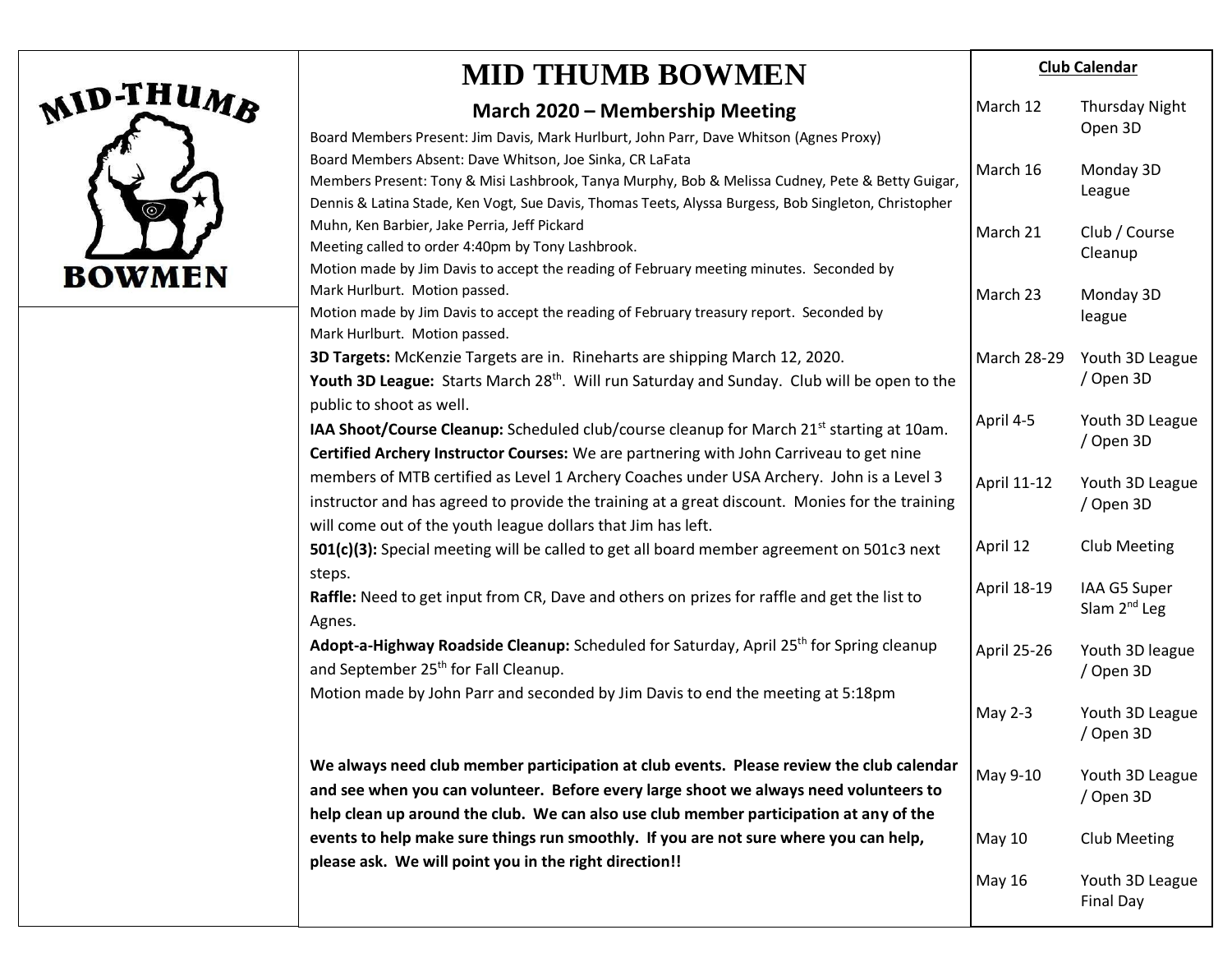# MID THUMB BOWMEN

## March 2020 – Membership Meeting

Board Members Present: Jim Davis, Mark Hurlburt, John Parr, Dave Whitson (Agnes Proxy)
Board Members Absent: Dave Whitson, Joe Sinka, CR LaFata
Members Present: Tony & Misi Lashbrook, Tanya Murphy, Bob & Melissa Cudney, Pete & Betty Guigar, Dennis & Latina Stade, Ken Vogt, Sue Davis, Thomas Teets, Alyssa Burgess, Bob Singleton, Christopher Muhn, Ken Barbier, Jake Perria, Jeff Pickard
Meeting called to order 4:40pm by Tony Lashbrook.
Motion made by Jim Davis to accept the reading of February meeting minutes. Seconded by Mark Hurlburt. Motion passed.
Motion made by Jim Davis to accept the reading of February treasury report. Seconded by Mark Hurlburt. Motion passed.

**3D Targets:** McKenzie Targets are in. Rineharts are shipping March 12, 2020.

**Youth 3D League:** Starts March 28th. Will run Saturday and Sunday. Club will be open to the public to shoot as well.

**IAA Shoot/Course Cleanup:** Scheduled club/course cleanup for March 21st starting at 10am.

**Certified Archery Instructor Courses:** We are partnering with John Carriveau to get nine members of MTB certified as Level 1 Archery Coaches under USA Archery. John is a Level 3 instructor and has agreed to provide the training at a great discount. Monies for the training will come out of the youth league dollars that Jim has left.

**501(c)(3):** Special meeting will be called to get all board member agreement on 501c3 next steps.

**Raffle:** Need to get input from CR, Dave and others on prizes for raffle and get the list to Agnes.

**Adopt-a-Highway Roadside Cleanup:** Scheduled for Saturday, April 25th for Spring cleanup and September 25th for Fall Cleanup.

Motion made by John Parr and seconded by Jim Davis to end the meeting at 5:18pm

**We always need club member participation at club events. Please review the club calendar and see when you can volunteer. Before every large shoot we always need volunteers to help clean up around the club. We can also use club member participation at any of the events to help make sure things run smoothly. If you are not sure where you can help, please ask. We will point you in the right direction!!**

### Club Calendar

| Date | Event |
|---|---|
| March 12 | Thursday Night Open 3D |
| March 16 | Monday 3D League |
| March 21 | Club / Course Cleanup |
| March 23 | Monday 3D league |
| March 28-29 | Youth 3D League / Open 3D |
| April 4-5 | Youth 3D League / Open 3D |
| April 11-12 | Youth 3D League / Open 3D |
| April 12 | Club Meeting |
| April 18-19 | IAA G5 Super Slam 2nd Leg |
| April 25-26 | Youth 3D league / Open 3D |
| May 2-3 | Youth 3D League / Open 3D |
| May 9-10 | Youth 3D League / Open 3D |
| May 10 | Club Meeting |
| May 16 | Youth 3D League Final Day |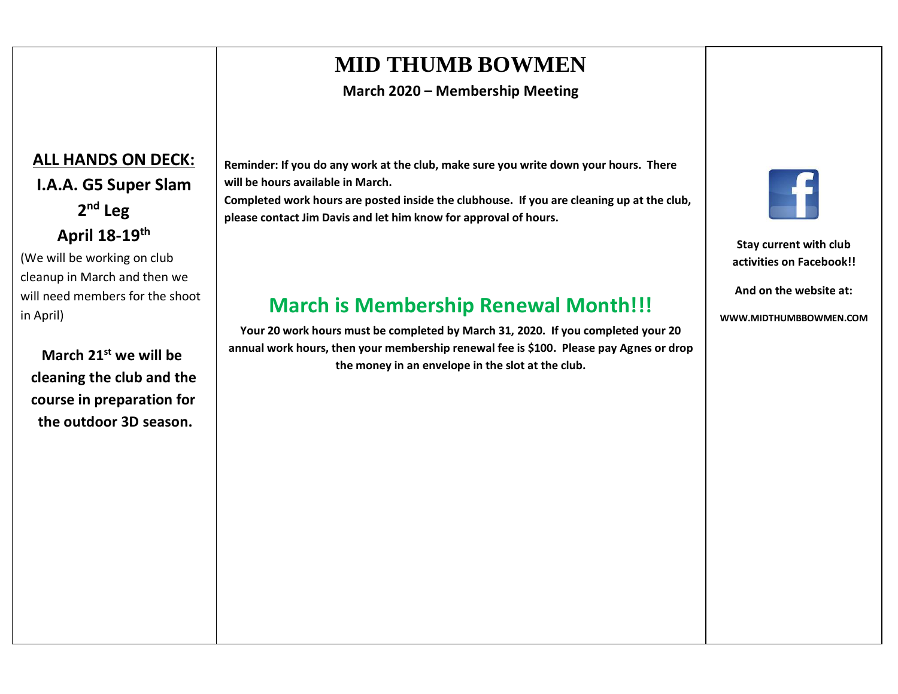# MID THUMB BOWMEN

**March 2020 – Membership Meeting**

**ALL HANDS ON DECK:**

**I.A.A. G5 Super Slam**

**2nd Leg**

**April 18-19th**

(We will be working on club cleanup in March and then we will need members for the shoot in April)

**March 21st we will be cleaning the club and the course in preparation for the outdoor 3D season.**

**Reminder: If you do any work at the club, make sure you write down your hours. There will be hours available in March.**

**Completed work hours are posted inside the clubhouse. If you are cleaning up at the club, please contact Jim Davis and let him know for approval of hours.**

## March is Membership Renewal Month!!!

**Your 20 work hours must be completed by March 31, 2020. If you completed your 20 annual work hours, then your membership renewal fee is $100. Please pay Agnes or drop the money in an envelope in the slot at the club.**

**Stay current with club activities on Facebook!!**

**And on the website at:**

**WWW.MIDTHUMBBOWMEN.COM**